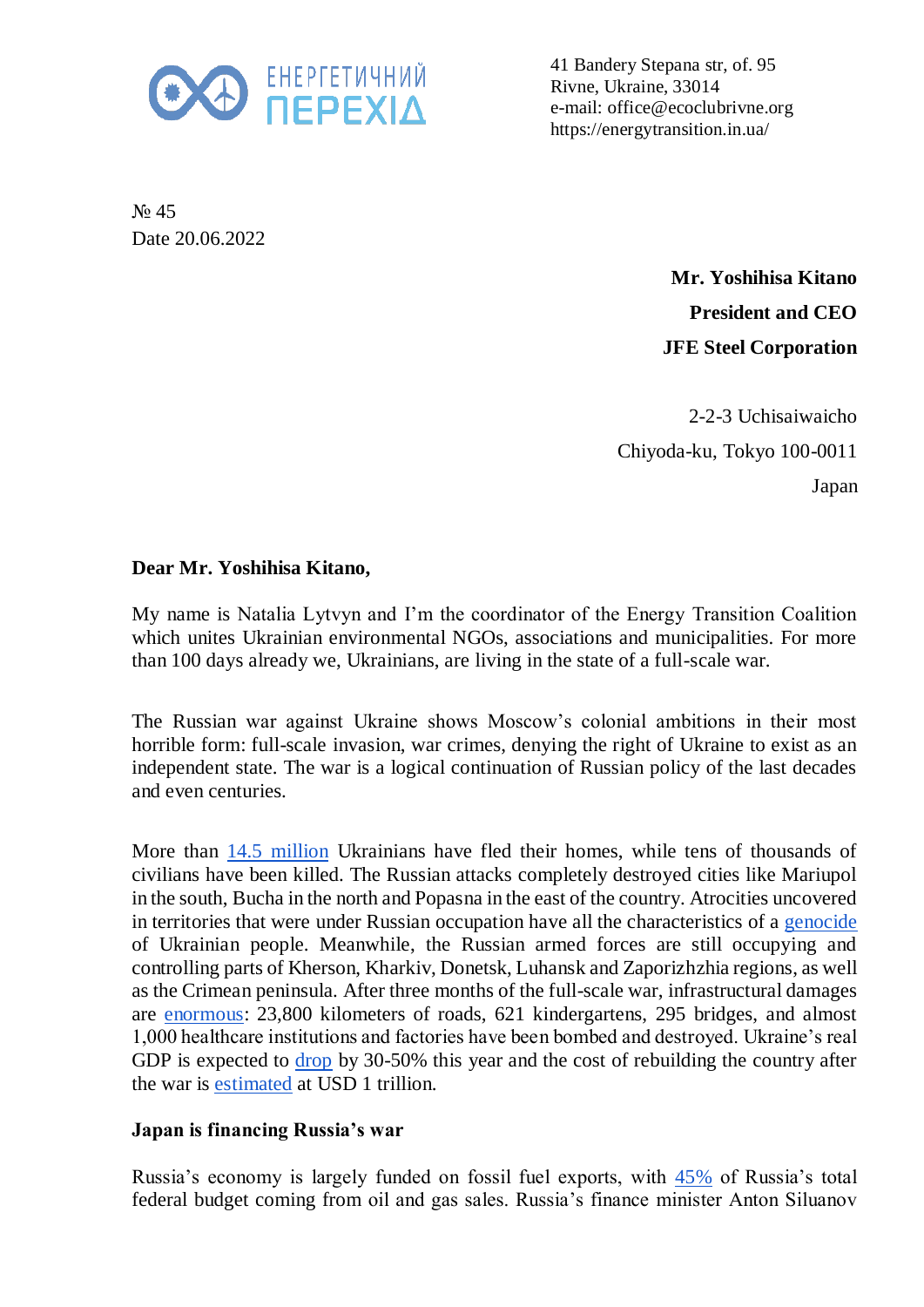ЕНЕРГЕТИЧНИЙ ПЕРЕХІД

41 Bandery Stepana str, of. 95
Rivne, Ukraine, 33014
e-mail: office@ecoclubrivne.org
https://energytransition.in.ua/

№ 45
Date 20.06.2022

**Mr. Yoshihisa Kitano**
**President and CEO**
**JFE Steel Corporation**

2-2-3 Uchisaiwaicho
Chiyoda-ku, Tokyo 100-0011
Japan

**Dear Mr. Yoshihisa Kitano,**

My name is Natalia Lytvyn and I'm the coordinator of the Energy Transition Coalition which unites Ukrainian environmental NGOs, associations and municipalities. For more than 100 days already we, Ukrainians, are living in the state of a full-scale war.

The Russian war against Ukraine shows Moscow's colonial ambitions in their most horrible form: full-scale invasion, war crimes, denying the right of Ukraine to exist as an independent state. The war is a logical continuation of Russian policy of the last decades and even centuries.

More than 14.5 million Ukrainians have fled their homes, while tens of thousands of civilians have been killed. The Russian attacks completely destroyed cities like Mariupol in the south, Bucha in the north and Popasna in the east of the country. Atrocities uncovered in territories that were under Russian occupation have all the characteristics of a genocide of Ukrainian people. Meanwhile, the Russian armed forces are still occupying and controlling parts of Kherson, Kharkiv, Donetsk, Luhansk and Zaporizhzhia regions, as well as the Crimean peninsula. After three months of the full-scale war, infrastructural damages are enormous: 23,800 kilometers of roads, 621 kindergartens, 295 bridges, and almost 1,000 healthcare institutions and factories have been bombed and destroyed. Ukraine's real GDP is expected to drop by 30-50% this year and the cost of rebuilding the country after the war is estimated at USD 1 trillion.

**Japan is financing Russia's war**

Russia's economy is largely funded on fossil fuel exports, with 45% of Russia's total federal budget coming from oil and gas sales. Russia's finance minister Anton Siluanov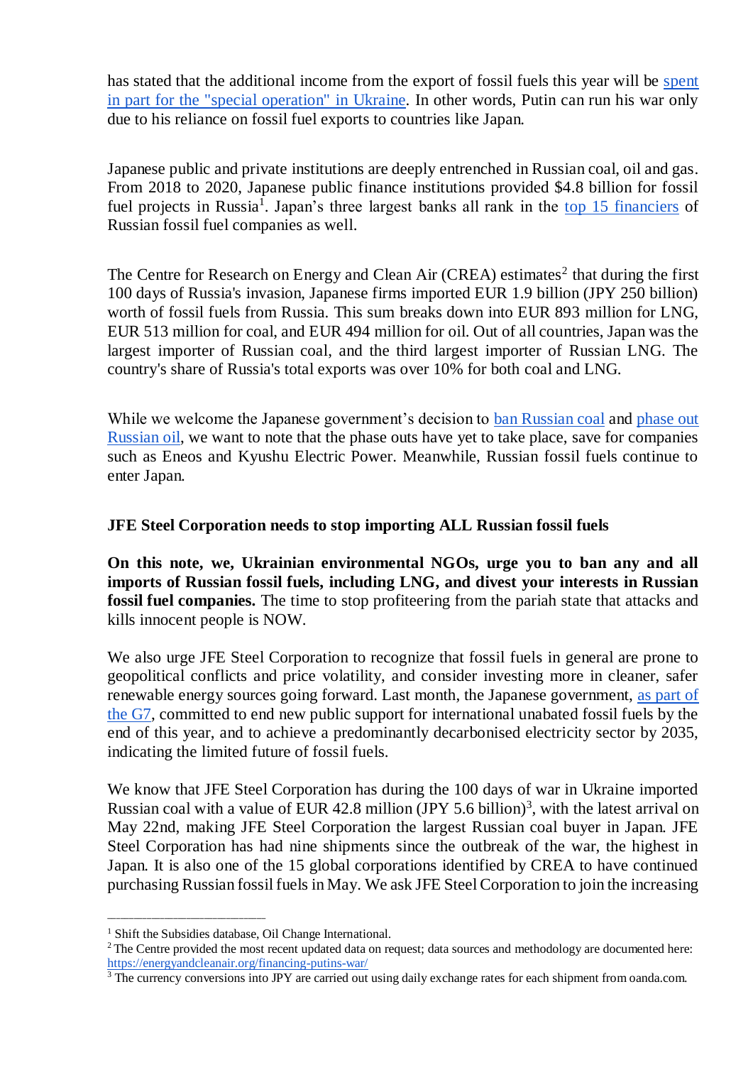has stated that the additional income from the export of fossil fuels this year will be spent in part for the "special operation" in Ukraine. In other words, Putin can run his war only due to his reliance on fossil fuel exports to countries like Japan.

Japanese public and private institutions are deeply entrenched in Russian coal, oil and gas. From 2018 to 2020, Japanese public finance institutions provided $4.8 billion for fossil fuel projects in Russia[1]. Japan's three largest banks all rank in the top 15 financiers of Russian fossil fuel companies as well.

The Centre for Research on Energy and Clean Air (CREA) estimates[2] that during the first 100 days of Russia's invasion, Japanese firms imported EUR 1.9 billion (JPY 250 billion) worth of fossil fuels from Russia. This sum breaks down into EUR 893 million for LNG, EUR 513 million for coal, and EUR 494 million for oil. Out of all countries, Japan was the largest importer of Russian coal, and the third largest importer of Russian LNG. The country's share of Russia's total exports was over 10% for both coal and LNG.

While we welcome the Japanese government's decision to ban Russian coal and phase out Russian oil, we want to note that the phase outs have yet to take place, save for companies such as Eneos and Kyushu Electric Power. Meanwhile, Russian fossil fuels continue to enter Japan.

**JFE Steel Corporation needs to stop importing ALL Russian fossil fuels**

**On this note, we, Ukrainian environmental NGOs, urge you to ban any and all imports of Russian fossil fuels, including LNG, and divest your interests in Russian fossil fuel companies.** The time to stop profiteering from the pariah state that attacks and kills innocent people is NOW.

We also urge JFE Steel Corporation to recognize that fossil fuels in general are prone to geopolitical conflicts and price volatility, and consider investing more in cleaner, safer renewable energy sources going forward. Last month, the Japanese government, as part of the G7, committed to end new public support for international unabated fossil fuels by the end of this year, and to achieve a predominantly decarbonised electricity sector by 2035, indicating the limited future of fossil fuels.

We know that JFE Steel Corporation has during the 100 days of war in Ukraine imported Russian coal with a value of EUR 42.8 million (JPY 5.6 billion)[3], with the latest arrival on May 22nd, making JFE Steel Corporation the largest Russian coal buyer in Japan. JFE Steel Corporation has had nine shipments since the outbreak of the war, the highest in Japan. It is also one of the 15 global corporations identified by CREA to have continued purchasing Russian fossil fuels in May. We ask JFE Steel Corporation to join the increasing

---

[1] Shift the Subsidies database, Oil Change International.

[2] The Centre provided the most recent updated data on request; data sources and methodology are documented here: https://energyandcleanair.org/financing-putins-war/

[3] The currency conversions into JPY are carried out using daily exchange rates for each shipment from oanda.com.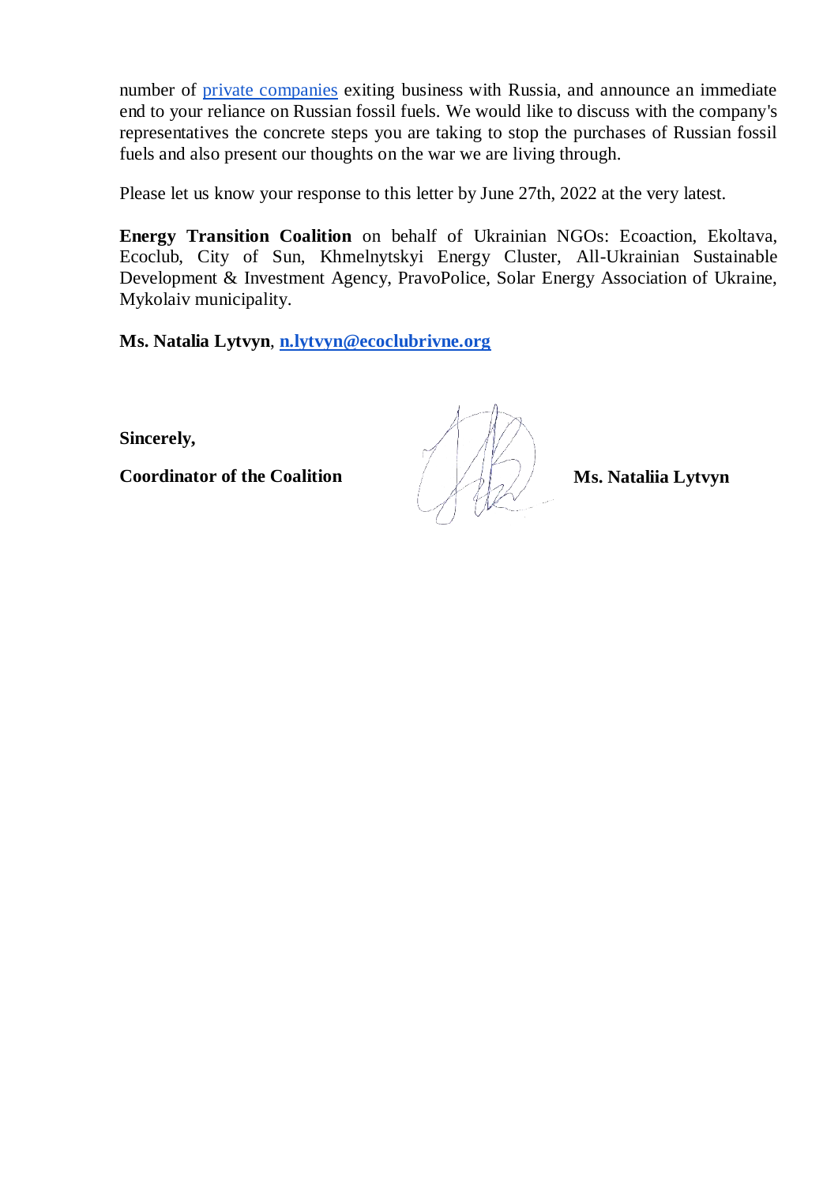number of private companies exiting business with Russia, and announce an immediate end to your reliance on Russian fossil fuels. We would like to discuss with the company's representatives the concrete steps you are taking to stop the purchases of Russian fossil fuels and also present our thoughts on the war we are living through.

Please let us know your response to this letter by June 27th, 2022 at the very latest.

**Energy Transition Coalition** on behalf of Ukrainian NGOs: Ecoaction, Ekoltava, Ecoclub, City of Sun, Khmelnytskyi Energy Cluster, All-Ukrainian Sustainable Development & Investment Agency, PravoPolice, Solar Energy Association of Ukraine, Mykolaiv municipality.

**Ms. Natalia Lytvyn**, **n.lytvyn@ecoclubrivne.org**

**Sincerely,**

**Coordinator of the Coalition** **Ms. Nataliia Lytvyn**